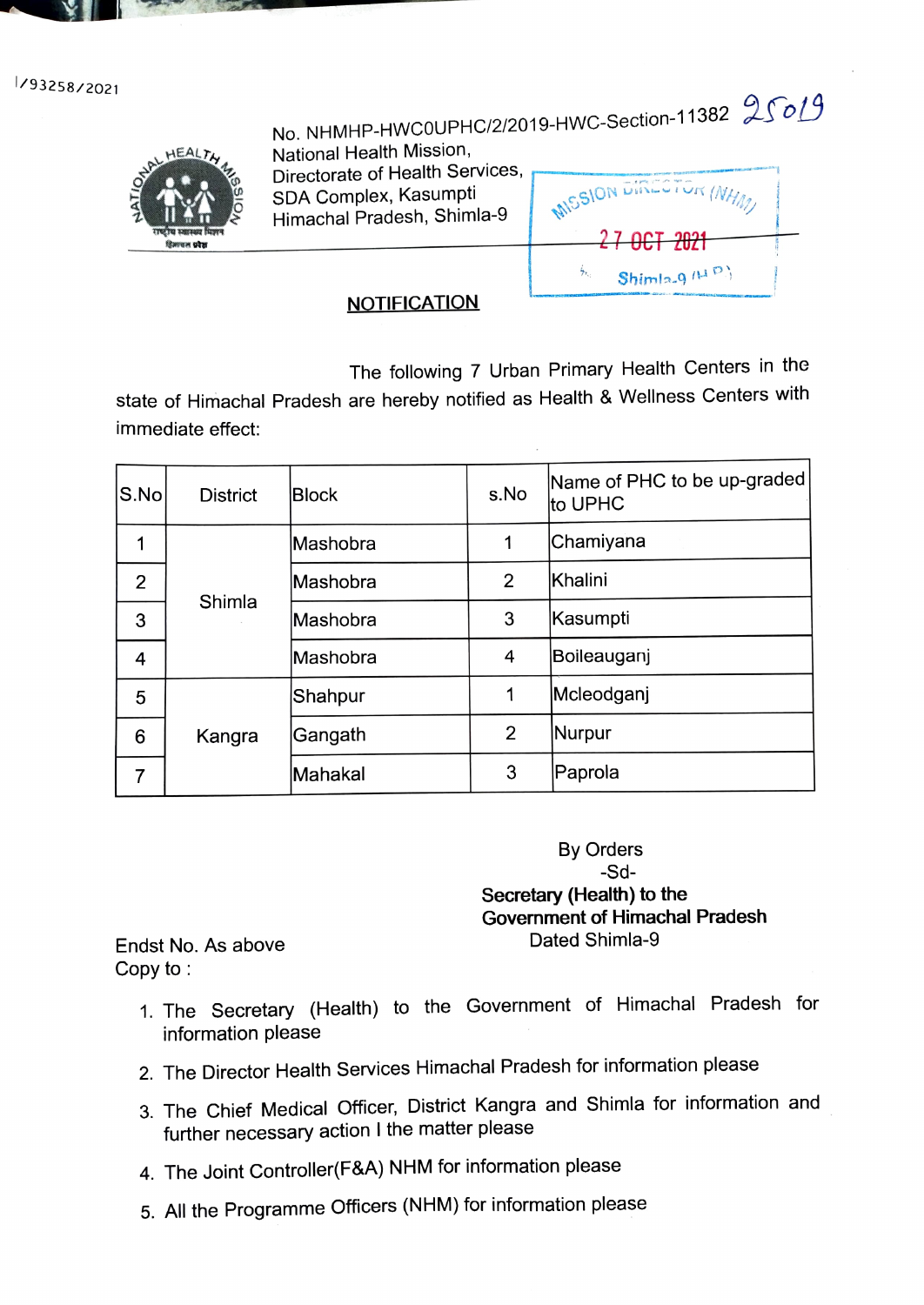I/93258/2021

No. NHMHP-HWC0UPHC/2/2019-HWC-Section-11382 25019
National Health Mission,
Directorate of Health Services,
SDA Complex, Kasumpti
Himachal Pradesh, Shimla-9

MISSION DIRECTOR (NHM)
27 OCT 2021
Shimla-9 (H.P.)

## NOTIFICATION

The following 7 Urban Primary Health Centers in the state of Himachal Pradesh are hereby notified as Health & Wellness Centers with immediate effect:

| S.No | District | Block | s.No | Name of PHC to be up-graded to UPHC |
|---|---|---|---|---|
| 1 | Shimla | Mashobra | 1 | Chamiyana |
| 2 | | Mashobra | 2 | Khalini |
| 3 | | Mashobra | 3 | Kasumpti |
| 4 | | Mashobra | 4 | Boileauganj |
| 5 | Kangra | Shahpur | 1 | Mcleodganj |
| 6 | | Gangath | 2 | Nurpur |
| 7 | | Mahakal | 3 | Paprola |

By Orders
-Sd-
**Secretary (Health) to the**
**Government of Himachal Pradesh**
Dated Shimla-9

Endst No. As above
Copy to :

1. The Secretary (Health) to the Government of Himachal Pradesh for information please
2. The Director Health Services Himachal Pradesh for information please
3. The Chief Medical Officer, District Kangra and Shimla for information and further necessary action I the matter please
4. The Joint Controller(F&A) NHM for information please
5. All the Programme Officers (NHM) for information please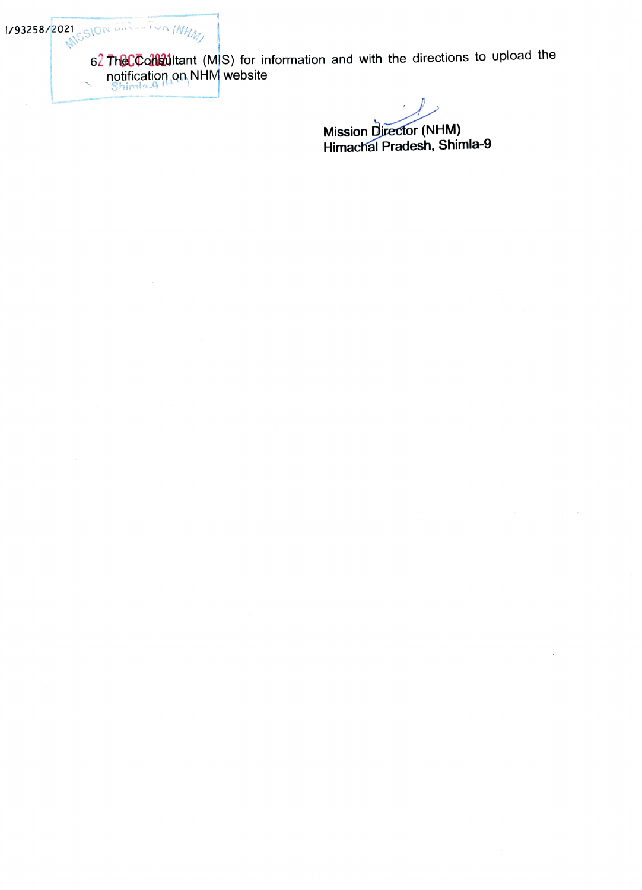I/93258/2021

6. The Consultant (MIS) for information and with the directions to upload the notification on NHM website

Mission Director (NHM)
Himachal Pradesh, Shimla-9